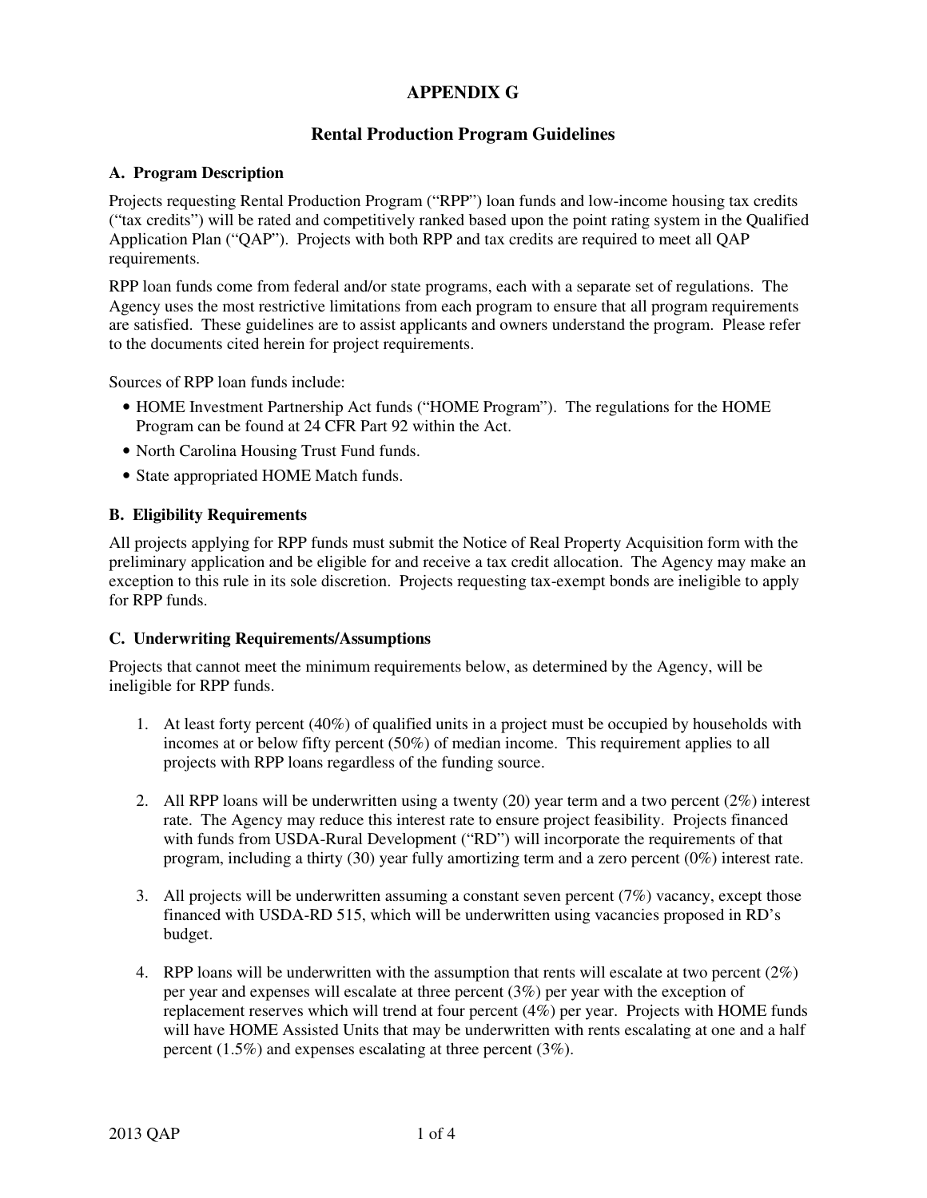# APPENDIX G

## Rental Production Program Guidelines

### A. Program Description

Projects requesting Rental Production Program ("RPP") loan funds and low-income housing tax credits ("tax credits") will be rated and competitively ranked based upon the point rating system in the Qualified Application Plan ("QAP"). Projects with both RPP and tax credits are required to meet all QAP requirements.

RPP loan funds come from federal and/or state programs, each with a separate set of regulations. The Agency uses the most restrictive limitations from each program to ensure that all program requirements are satisfied. These guidelines are to assist applicants and owners understand the program. Please refer to the documents cited herein for project requirements.

Sources of RPP loan funds include:

- HOME Investment Partnership Act funds ("HOME Program"). The regulations for the HOME Program can be found at 24 CFR Part 92 within the Act.
- North Carolina Housing Trust Fund funds.
- State appropriated HOME Match funds.

### B. Eligibility Requirements

All projects applying for RPP funds must submit the Notice of Real Property Acquisition form with the preliminary application and be eligible for and receive a tax credit allocation. The Agency may make an exception to this rule in its sole discretion. Projects requesting tax-exempt bonds are ineligible to apply for RPP funds.

### C. Underwriting Requirements/Assumptions

Projects that cannot meet the minimum requirements below, as determined by the Agency, will be ineligible for RPP funds.

1. At least forty percent (40%) of qualified units in a project must be occupied by households with incomes at or below fifty percent (50%) of median income. This requirement applies to all projects with RPP loans regardless of the funding source.

2. All RPP loans will be underwritten using a twenty (20) year term and a two percent (2%) interest rate. The Agency may reduce this interest rate to ensure project feasibility. Projects financed with funds from USDA-Rural Development ("RD") will incorporate the requirements of that program, including a thirty (30) year fully amortizing term and a zero percent (0%) interest rate.

3. All projects will be underwritten assuming a constant seven percent (7%) vacancy, except those financed with USDA-RD 515, which will be underwritten using vacancies proposed in RD's budget.

4. RPP loans will be underwritten with the assumption that rents will escalate at two percent (2%) per year and expenses will escalate at three percent (3%) per year with the exception of replacement reserves which will trend at four percent (4%) per year. Projects with HOME funds will have HOME Assisted Units that may be underwritten with rents escalating at one and a half percent (1.5%) and expenses escalating at three percent (3%).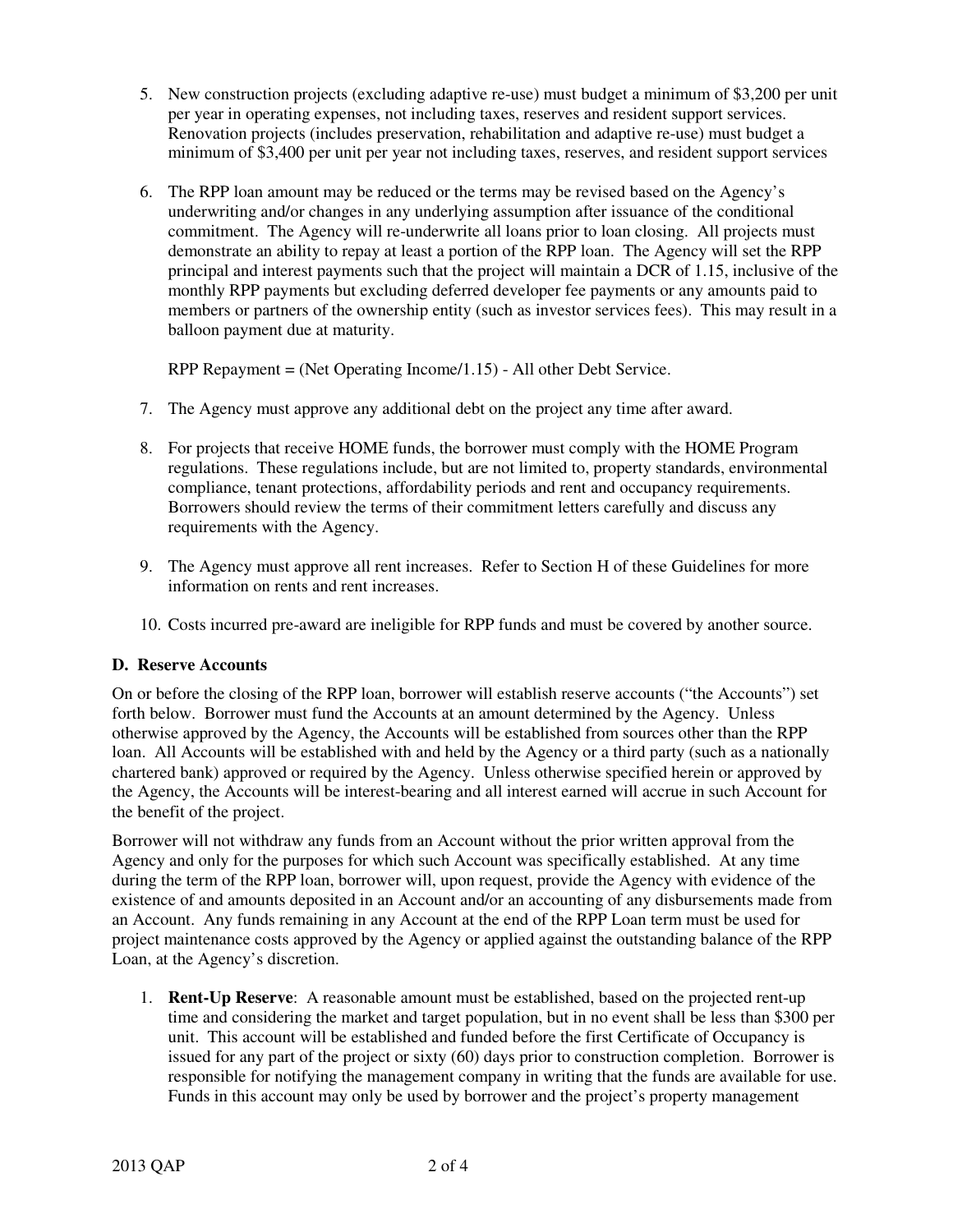5. New construction projects (excluding adaptive re-use) must budget a minimum of $3,200 per unit per year in operating expenses, not including taxes, reserves and resident support services. Renovation projects (includes preservation, rehabilitation and adaptive re-use) must budget a minimum of $3,400 per unit per year not including taxes, reserves, and resident support services

6. The RPP loan amount may be reduced or the terms may be revised based on the Agency's underwriting and/or changes in any underlying assumption after issuance of the conditional commitment. The Agency will re-underwrite all loans prior to loan closing. All projects must demonstrate an ability to repay at least a portion of the RPP loan. The Agency will set the RPP principal and interest payments such that the project will maintain a DCR of 1.15, inclusive of the monthly RPP payments but excluding deferred developer fee payments or any amounts paid to members or partners of the ownership entity (such as investor services fees). This may result in a balloon payment due at maturity.

   RPP Repayment = (Net Operating Income/1.15) - All other Debt Service.

7. The Agency must approve any additional debt on the project any time after award.

8. For projects that receive HOME funds, the borrower must comply with the HOME Program regulations. These regulations include, but are not limited to, property standards, environmental compliance, tenant protections, affordability periods and rent and occupancy requirements. Borrowers should review the terms of their commitment letters carefully and discuss any requirements with the Agency.

9. The Agency must approve all rent increases. Refer to Section H of these Guidelines for more information on rents and rent increases.

10. Costs incurred pre-award are ineligible for RPP funds and must be covered by another source.

### D. Reserve Accounts

On or before the closing of the RPP loan, borrower will establish reserve accounts ("the Accounts") set forth below. Borrower must fund the Accounts at an amount determined by the Agency. Unless otherwise approved by the Agency, the Accounts will be established from sources other than the RPP loan. All Accounts will be established with and held by the Agency or a third party (such as a nationally chartered bank) approved or required by the Agency. Unless otherwise specified herein or approved by the Agency, the Accounts will be interest-bearing and all interest earned will accrue in such Account for the benefit of the project.

Borrower will not withdraw any funds from an Account without the prior written approval from the Agency and only for the purposes for which such Account was specifically established. At any time during the term of the RPP loan, borrower will, upon request, provide the Agency with evidence of the existence of and amounts deposited in an Account and/or an accounting of any disbursements made from an Account. Any funds remaining in any Account at the end of the RPP Loan term must be used for project maintenance costs approved by the Agency or applied against the outstanding balance of the RPP Loan, at the Agency's discretion.

1. **Rent-Up Reserve**: A reasonable amount must be established, based on the projected rent-up time and considering the market and target population, but in no event shall be less than $300 per unit. This account will be established and funded before the first Certificate of Occupancy is issued for any part of the project or sixty (60) days prior to construction completion. Borrower is responsible for notifying the management company in writing that the funds are available for use. Funds in this account may only be used by borrower and the project's property management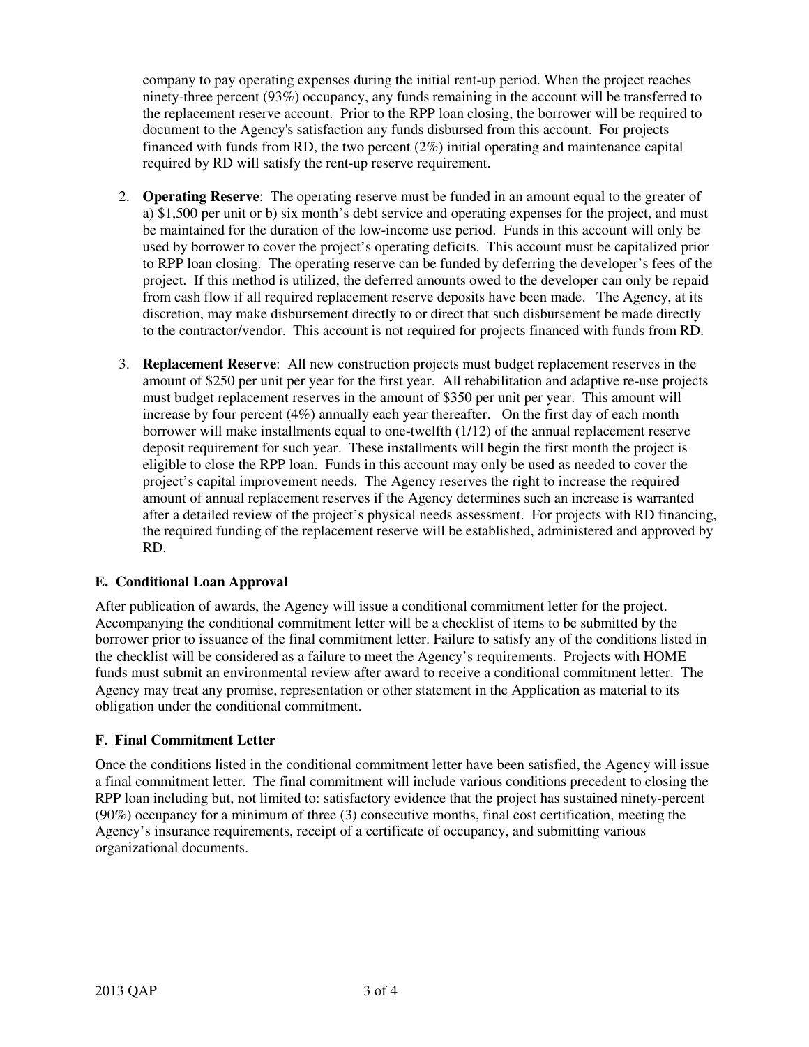company to pay operating expenses during the initial rent-up period. When the project reaches ninety-three percent (93%) occupancy, any funds remaining in the account will be transferred to the replacement reserve account. Prior to the RPP loan closing, the borrower will be required to document to the Agency's satisfaction any funds disbursed from this account. For projects financed with funds from RD, the two percent (2%) initial operating and maintenance capital required by RD will satisfy the rent-up reserve requirement.

2. **Operating Reserve**: The operating reserve must be funded in an amount equal to the greater of a) $1,500 per unit or b) six month's debt service and operating expenses for the project, and must be maintained for the duration of the low-income use period. Funds in this account will only be used by borrower to cover the project's operating deficits. This account must be capitalized prior to RPP loan closing. The operating reserve can be funded by deferring the developer's fees of the project. If this method is utilized, the deferred amounts owed to the developer can only be repaid from cash flow if all required replacement reserve deposits have been made. The Agency, at its discretion, may make disbursement directly to or direct that such disbursement be made directly to the contractor/vendor. This account is not required for projects financed with funds from RD.

3. **Replacement Reserve**: All new construction projects must budget replacement reserves in the amount of $250 per unit per year for the first year. All rehabilitation and adaptive re-use projects must budget replacement reserves in the amount of $350 per unit per year. This amount will increase by four percent (4%) annually each year thereafter. On the first day of each month borrower will make installments equal to one-twelfth (1/12) of the annual replacement reserve deposit requirement for such year. These installments will begin the first month the project is eligible to close the RPP loan. Funds in this account may only be used as needed to cover the project's capital improvement needs. The Agency reserves the right to increase the required amount of annual replacement reserves if the Agency determines such an increase is warranted after a detailed review of the project's physical needs assessment. For projects with RD financing, the required funding of the replacement reserve will be established, administered and approved by RD.

**E. Conditional Loan Approval**

After publication of awards, the Agency will issue a conditional commitment letter for the project. Accompanying the conditional commitment letter will be a checklist of items to be submitted by the borrower prior to issuance of the final commitment letter. Failure to satisfy any of the conditions listed in the checklist will be considered as a failure to meet the Agency's requirements. Projects with HOME funds must submit an environmental review after award to receive a conditional commitment letter. The Agency may treat any promise, representation or other statement in the Application as material to its obligation under the conditional commitment.

**F. Final Commitment Letter**

Once the conditions listed in the conditional commitment letter have been satisfied, the Agency will issue a final commitment letter. The final commitment will include various conditions precedent to closing the RPP loan including but, not limited to: satisfactory evidence that the project has sustained ninety-percent (90%) occupancy for a minimum of three (3) consecutive months, final cost certification, meeting the Agency's insurance requirements, receipt of a certificate of occupancy, and submitting various organizational documents.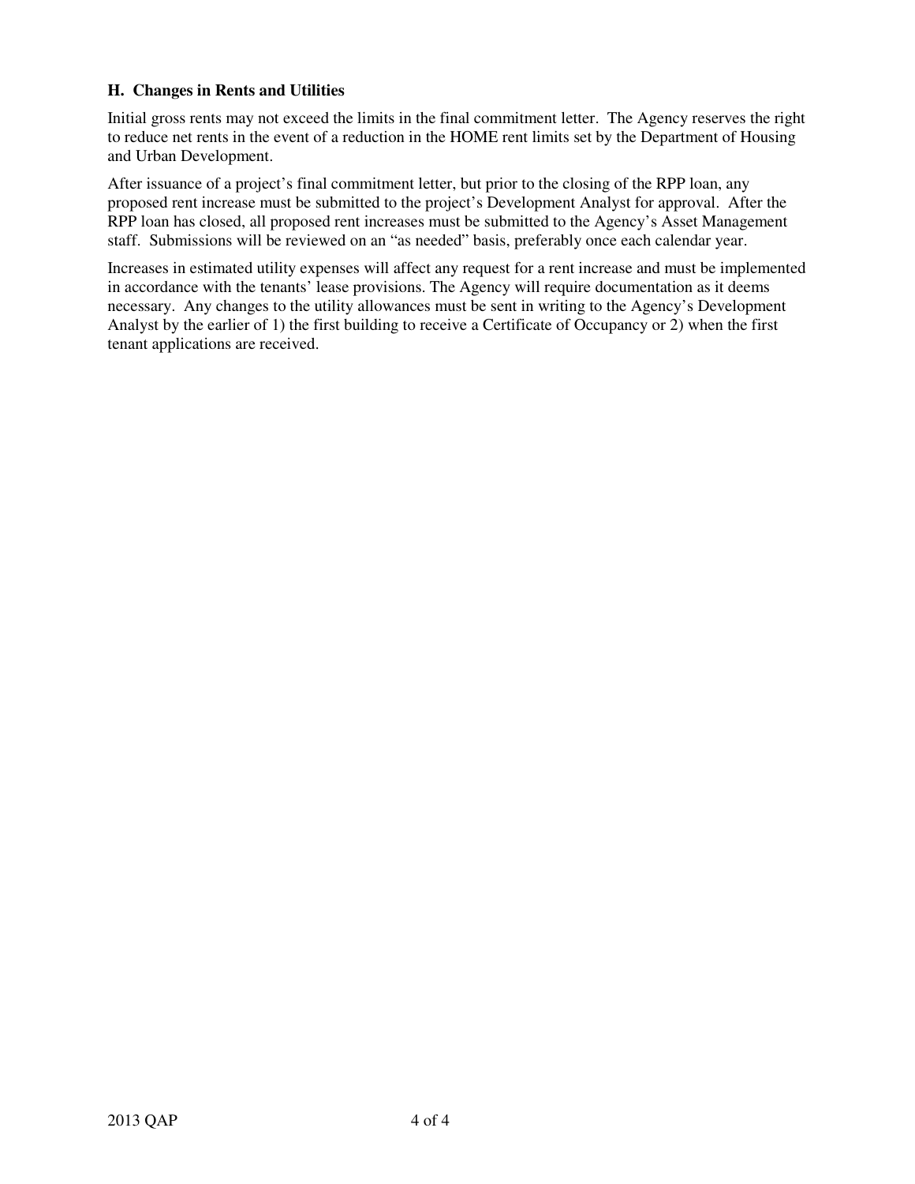### H. Changes in Rents and Utilities

Initial gross rents may not exceed the limits in the final commitment letter. The Agency reserves the right to reduce net rents in the event of a reduction in the HOME rent limits set by the Department of Housing and Urban Development.

After issuance of a project's final commitment letter, but prior to the closing of the RPP loan, any proposed rent increase must be submitted to the project's Development Analyst for approval. After the RPP loan has closed, all proposed rent increases must be submitted to the Agency's Asset Management staff. Submissions will be reviewed on an "as needed" basis, preferably once each calendar year.

Increases in estimated utility expenses will affect any request for a rent increase and must be implemented in accordance with the tenants' lease provisions. The Agency will require documentation as it deems necessary. Any changes to the utility allowances must be sent in writing to the Agency's Development Analyst by the earlier of 1) the first building to receive a Certificate of Occupancy or 2) when the first tenant applications are received.